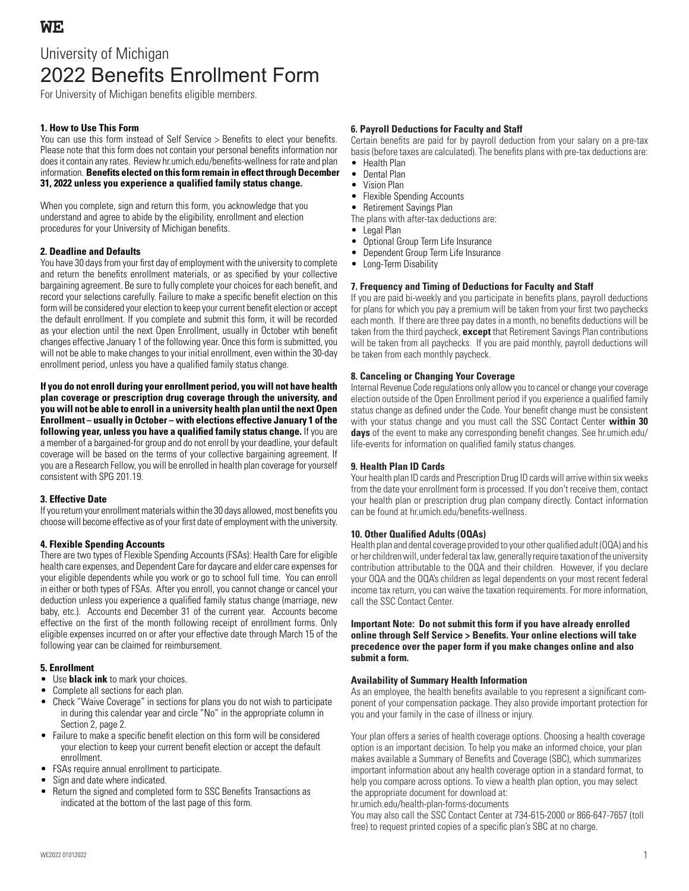**WE**

# University of Michigan
# 2022 Benefits Enrollment Form

For University of Michigan benefits eligible members.

### 1. How to Use This Form

You can use this form instead of Self Service > Benefits to elect your benefits. Please note that this form does not contain your personal benefits information nor does it contain any rates. Review hr.umich.edu/benefits-wellness for rate and plan information. **Benefits elected on this form remain in effect through December 31, 2022 unless you experience a qualified family status change.**

When you complete, sign and return this form, you acknowledge that you understand and agree to abide by the eligibility, enrollment and election procedures for your University of Michigan benefits.

### 2. Deadline and Defaults

You have 30 days from your first day of employment with the university to complete and return the benefits enrollment materials, or as specified by your collective bargaining agreement. Be sure to fully complete your choices for each benefit, and record your selections carefully. Failure to make a specific benefit election on this form will be considered your election to keep your current benefit election or accept the default enrollment. If you complete and submit this form, it will be recorded as your election until the next Open Enrollment, usually in October wtih benefit changes effective January 1 of the following year. Once this form is submitted, you will not be able to make changes to your initial enrollment, even within the 30-day enrollment period, unless you have a qualified family status change.

**If you do not enroll during your enrollment period, you will not have health plan coverage or prescription drug coverage through the university, and you will not be able to enroll in a university health plan until the next Open Enrollment – usually in October – with elections effective January 1 of the following year, unless you have a qualified family status change.** If you are a member of a bargained-for group and do not enroll by your deadline, your default coverage will be based on the terms of your collective bargaining agreement. If you are a Research Fellow, you will be enrolled in health plan coverage for yourself consistent with SPG 201.19.

### 3. Effective Date

If you return your enrollment materials within the 30 days allowed, most benefits you choose will become effective as of your first date of employment with the university.

### 4. Flexible Spending Accounts

There are two types of Flexible Spending Accounts (FSAs): Health Care for eligible health care expenses, and Dependent Care for daycare and elder care expenses for your eligible dependents while you work or go to school full time. You can enroll in either or both types of FSAs. After you enroll, you cannot change or cancel your deduction unless you experience a qualified family status change (marriage, new baby, etc.). Accounts end December 31 of the current year. Accounts become effective on the first of the month following receipt of enrollment forms. Only eligible expenses incurred on or after your effective date through March 15 of the following year can be claimed for reimbursement.

### 5. Enrollment

- Use **black ink** to mark your choices.
- Complete all sections for each plan.
- Check "Waive Coverage" in sections for plans you do not wish to participate in during this calendar year and circle "No" in the appropriate column in Section 2, page 2.
- Failure to make a specific benefit election on this form will be considered your election to keep your current benefit election or accept the default enrollment.
- FSAs require annual enrollment to participate.
- Sign and date where indicated.
- Return the signed and completed form to SSC Benefits Transactions as indicated at the bottom of the last page of this form.

### 6. Payroll Deductions for Faculty and Staff

Certain benefits are paid for by payroll deduction from your salary on a pre-tax basis (before taxes are calculated). The benefits plans with pre-tax deductions are:

- Health Plan
- Dental Plan
- Vision Plan
- Flexible Spending Accounts
- Retirement Savings Plan

The plans with after-tax deductions are:

- Legal Plan
- Optional Group Term Life Insurance
- Dependent Group Term Life Insurance
- Long-Term Disability

### 7. Frequency and Timing of Deductions for Faculty and Staff

If you are paid bi-weekly and you participate in benefits plans, payroll deductions for plans for which you pay a premium will be taken from your first two paychecks each month. If there are three pay dates in a month, no benefits deductions will be taken from the third paycheck, **except** that Retirement Savings Plan contributions will be taken from all paychecks. If you are paid monthly, payroll deductions will be taken from each monthly paycheck.

### 8. Canceling or Changing Your Coverage

Internal Revenue Code regulations only allow you to cancel or change your coverage election outside of the Open Enrollment period if you experience a qualified family status change as defined under the Code. Your benefit change must be consistent with your status change and you must call the SSC Contact Center **within 30 days** of the event to make any corresponding benefit changes. See hr.umich.edu/life-events for information on qualified family status changes.

### 9. Health Plan ID Cards

Your health plan ID cards and Prescription Drug ID cards will arrive within six weeks from the date your enrollment form is processed. If you don't receive them, contact your health plan or prescription drug plan company directly. Contact information can be found at hr.umich.edu/benefits-wellness.

### 10. Other Qualified Adults (OQAs)

Health plan and dental coverage provided to your other qualified adult (OQA) and his or her children will, under federal tax law, generally require taxation of the university contribution attributable to the OQA and their children. However, if you declare your OQA and the OQA's children as legal dependents on your most recent federal income tax return, you can waive the taxation requirements. For more information, call the SSC Contact Center.

**Important Note: Do not submit this form if you have already enrolled online through Self Service > Benefits. Your online elections will take precedence over the paper form if you make changes online and also submit a form.**

### Availability of Summary Health Information

As an employee, the health benefits available to you represent a significant component of your compensation package. They also provide important protection for you and your family in the case of illness or injury.

Your plan offers a series of health coverage options. Choosing a health coverage option is an important decision. To help you make an informed choice, your plan makes available a Summary of Benefits and Coverage (SBC), which summarizes important information about any health coverage option in a standard format, to help you compare across options. To view a health plan option, you may select the appropriate document for download at:
hr.umich.edu/health-plan-forms-documents
You may also call the SSC Contact Center at 734-615-2000 or 866-647-7657 (toll free) to request printed copies of a specific plan's SBC at no charge.

WE2022 01012022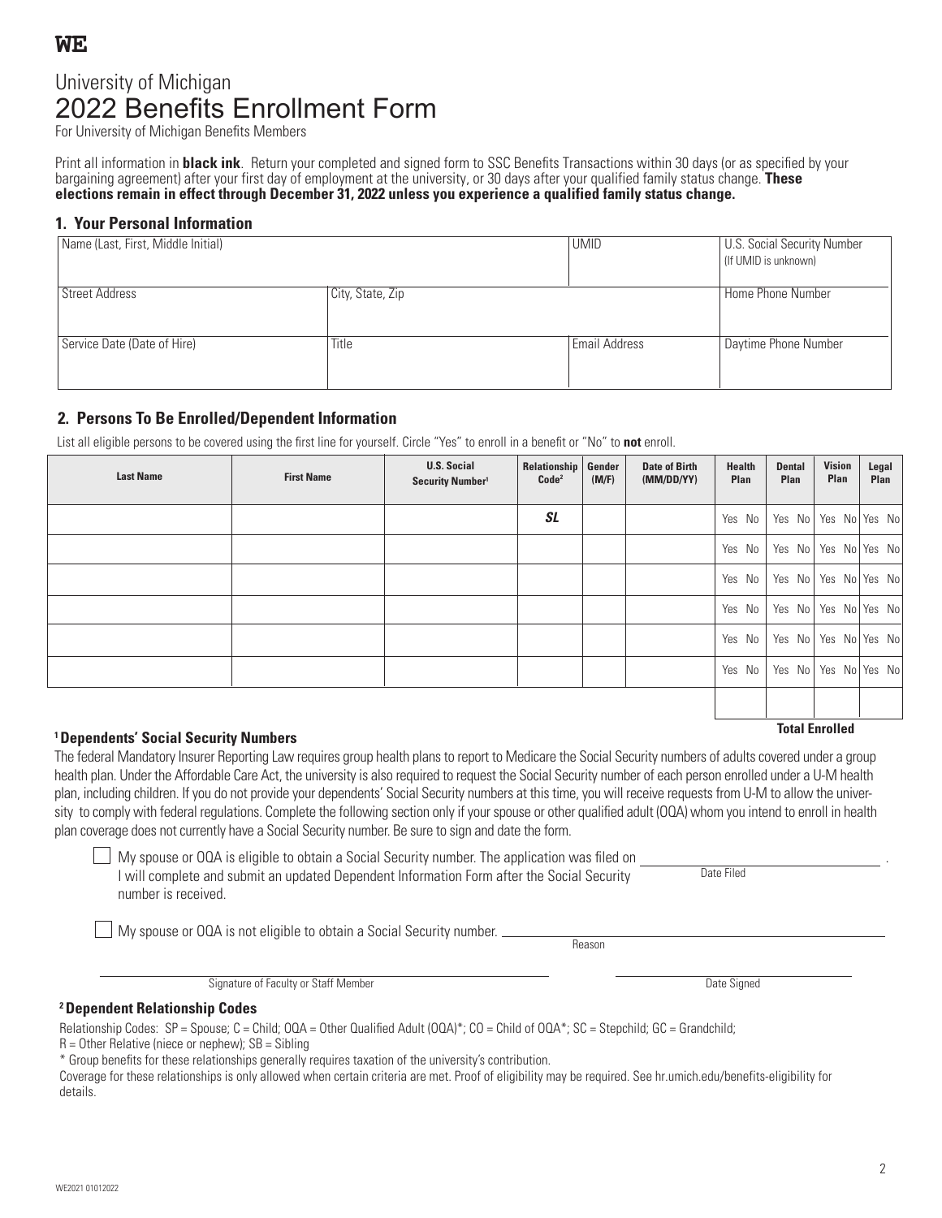**WE**

# University of Michigan
# 2022 Benefits Enrollment Form

For University of Michigan Benefits Members

Print all information in **black ink**. Return your completed and signed form to SSC Benefits Transactions within 30 days (or as specified by your bargaining agreement) after your first day of employment at the university, or 30 days after your qualified family status change. **These elections remain in effect through December 31, 2022 unless you experience a qualified family status change.**

## 1. Your Personal Information

| Name (Last, First, Middle Initial) | | UMID | U.S. Social Security Number (If UMID is unknown) |
|---|---|---|---|
| Street Address | City, State, Zip | | Home Phone Number |
| Service Date (Date of Hire) | Title | Email Address | Daytime Phone Number |

## 2. Persons To Be Enrolled/Dependent Information

List all eligible persons to be covered using the first line for yourself. Circle "Yes" to enroll in a benefit or "No" to **not** enroll.

| Last Name | First Name | U.S. Social Security Number[1] | Relationship Code[2] | Gender (M/F) | Date of Birth (MM/DD/YY) | Health Plan | Dental Plan | Vision Plan | Legal Plan |
|---|---|---|---|---|---|---|---|---|---|
| | | | ***SL*** | | | Yes No | Yes No | Yes No | Yes No |
| | | | | | | Yes No | Yes No | Yes No | Yes No |
| | | | | | | Yes No | Yes No | Yes No | Yes No |
| | | | | | | Yes No | Yes No | Yes No | Yes No |
| | | | | | | Yes No | Yes No | Yes No | Yes No |
| | | | | | | Yes No | Yes No | Yes No | Yes No |
| | | | | | **Total Enrolled** | | | | |

### [1] Dependents' Social Security Numbers

The federal Mandatory Insurer Reporting Law requires group health plans to report to Medicare the Social Security numbers of adults covered under a group health plan. Under the Affordable Care Act, the university is also required to request the Social Security number of each person enrolled under a U-M health plan, including children. If you do not provide your dependents' Social Security numbers at this time, you will receive requests from U-M to allow the university to comply with federal regulations. Complete the following section only if your spouse or other qualified adult (OQA) whom you intend to enroll in health plan coverage does not currently have a Social Security number. Be sure to sign and date the form.

☐ My spouse or OQA is eligible to obtain a Social Security number. The application was filed on ______________ (Date Filed). I will complete and submit an updated Dependent Information Form after the Social Security number is received.

☐ My spouse or OQA is not eligible to obtain a Social Security number. ______________ (Reason)

______________ Signature of Faculty or Staff Member ______________ Date Signed

### [2] Dependent Relationship Codes

Relationship Codes: SP = Spouse; C = Child; OQA = Other Qualified Adult (OQA)*; CO = Child of OQA*; SC = Stepchild; GC = Grandchild; R = Other Relative (niece or nephew); SB = Sibling

\* Group benefits for these relationships generally requires taxation of the university's contribution.

Coverage for these relationships is only allowed when certain criteria are met. Proof of eligibility may be required. See hr.umich.edu/benefits-eligibility for details.

WE2021 01012022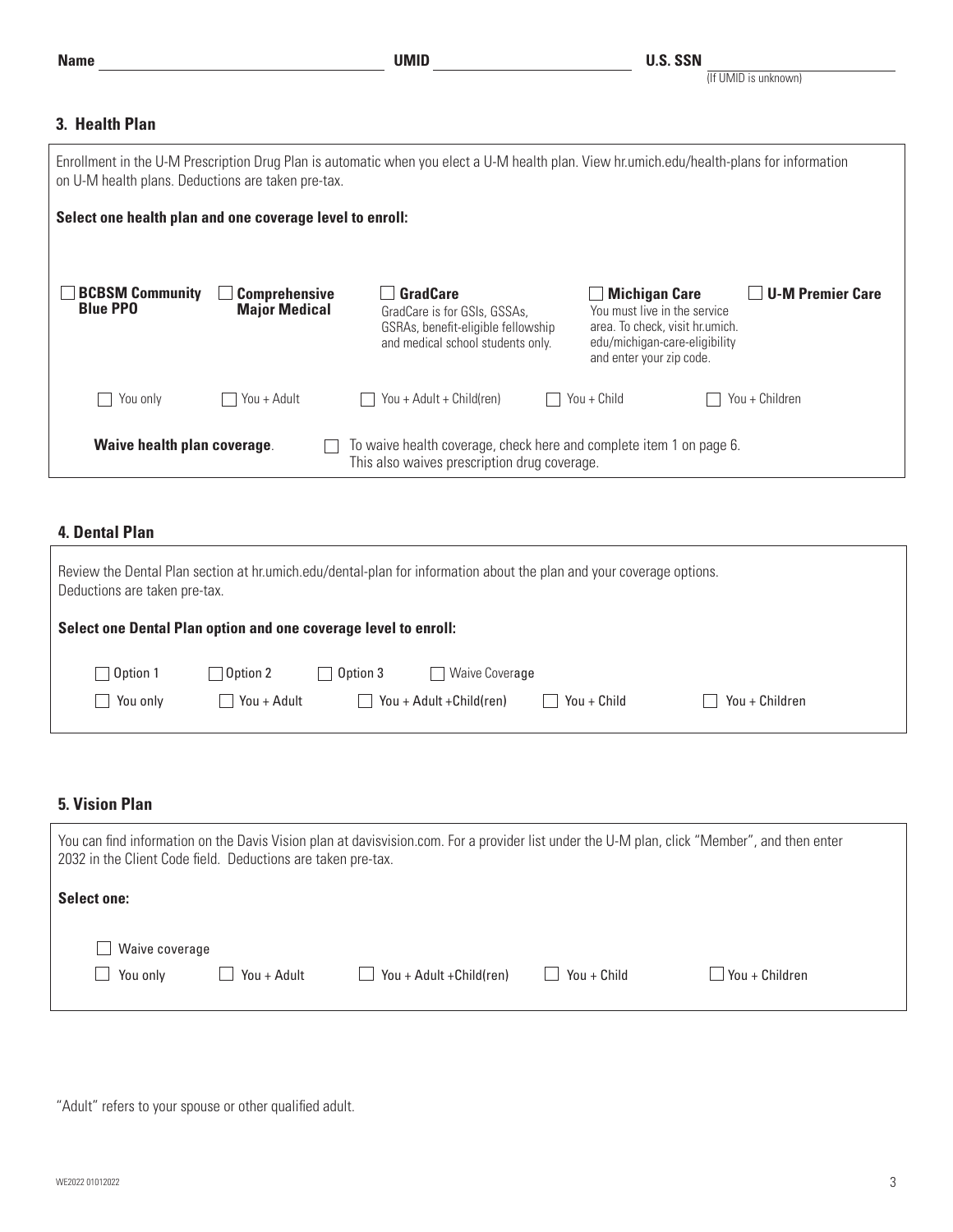**Name** ______________________ **UMID** ______________________ **U.S. SSN** ______________________
(If UMID is unknown)

## 3. Health Plan

Enrollment in the U-M Prescription Drug Plan is automatic when you elect a U-M health plan. View hr.umich.edu/health-plans for information on U-M health plans. Deductions are taken pre-tax.

**Select one health plan and one coverage level to enroll:**

- ☐ **BCBSM Community Blue PPO**
- ☐ **Comprehensive Major Medical**
- ☐ **GradCare**
  GradCare is for GSIs, GSSAs, GSRAs, benefit-eligible fellowship and medical school students only.
- ☐ **Michigan Care**
  You must live in the service area. To check, visit hr.umich.edu/michigan-care-eligibility and enter your zip code.
- ☐ **U-M Premier Care**

☐ You only ☐ You + Adult ☐ You + Adult + Child(ren) ☐ You + Child ☐ You + Children

**Waive health plan coverage**. ☐ To waive health coverage, check here and complete item 1 on page 6. This also waives prescription drug coverage.

## 4. Dental Plan

Review the Dental Plan section at hr.umich.edu/dental-plan for information about the plan and your coverage options. Deductions are taken pre-tax.

**Select one Dental Plan option and one coverage level to enroll:**

☐ Option 1 ☐ Option 2 ☐ Option 3 ☐ Waive Coverage

☐ You only ☐ You + Adult ☐ You + Adult +Child(ren) ☐ You + Child ☐ You + Children

## 5. Vision Plan

You can find information on the Davis Vision plan at davisvision.com. For a provider list under the U-M plan, click "Member", and then enter 2032 in the Client Code field. Deductions are taken pre-tax.

**Select one:**

☐ Waive coverage

☐ You only ☐ You + Adult ☐ You + Adult +Child(ren) ☐ You + Child ☐ You + Children

"Adult" refers to your spouse or other qualified adult.

WE2022 01012022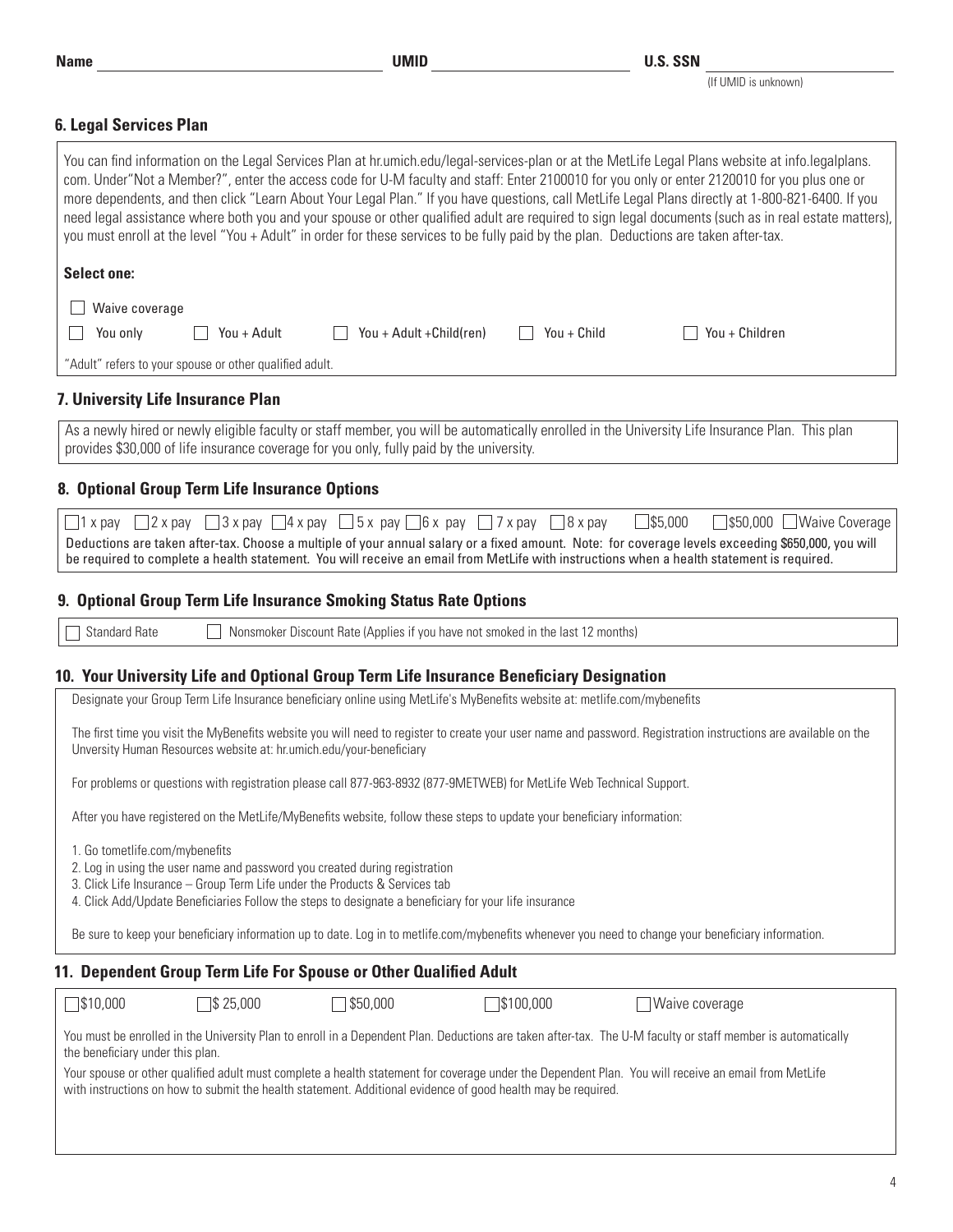Name ____________________ UMID ____________________ U.S. SSN ____________________
(If UMID is unknown)

## 6. Legal Services Plan

You can find information on the Legal Services Plan at hr.umich.edu/legal-services-plan or at the MetLife Legal Plans website at info.legalplans.com. Under"Not a Member?", enter the access code for U-M faculty and staff: Enter 2100010 for you only or enter 2120010 for you plus one or more dependents, and then click "Learn About Your Legal Plan." If you have questions, call MetLife Legal Plans directly at 1-800-821-6400. If you need legal assistance where both you and your spouse or other qualified adult are required to sign legal documents (such as in real estate matters), you must enroll at the level "You + Adult" in order for these services to be fully paid by the plan. Deductions are taken after-tax.

**Select one:**

- ☐ Waive coverage
- ☐ You only ☐ You + Adult ☐ You + Adult +Child(ren) ☐ You + Child ☐ You + Children

"Adult" refers to your spouse or other qualified adult.

## 7. University Life Insurance Plan

As a newly hired or newly eligible faculty or staff member, you will be automatically enrolled in the University Life Insurance Plan. This plan provides $30,000 of life insurance coverage for you only, fully paid by the university.

## 8. Optional Group Term Life Insurance Options

☐ 1 x pay ☐ 2 x pay ☐ 3 x pay ☐ 4 x pay ☐ 5 x pay ☐ 6 x pay ☐ 7 x pay ☐ 8 x pay ☐ $5,000 ☐ $50,000 ☐ Waive Coverage

Deductions are taken after-tax. Choose a multiple of your annual salary or a fixed amount. Note: for coverage levels exceeding $650,000, you will be required to complete a health statement. You will receive an email from MetLife with instructions when a health statement is required.

## 9. Optional Group Term Life Insurance Smoking Status Rate Options

☐ Standard Rate ☐ Nonsmoker Discount Rate (Applies if you have not smoked in the last 12 months)

## 10. Your University Life and Optional Group Term Life Insurance Beneficiary Designation

Designate your Group Term Life Insurance beneficiary online using MetLife's MyBenefits website at: metlife.com/mybenefits

The first time you visit the MyBenefits website you will need to register to create your user name and password. Registration instructions are available on the Unversity Human Resources website at: hr.umich.edu/your-beneficiary

For problems or questions with registration please call 877-963-8932 (877-9METWEB) for MetLife Web Technical Support.

After you have registered on the MetLife/MyBenefits website, follow these steps to update your beneficiary information:

1. Go tometlife.com/mybenefits
2. Log in using the user name and password you created during registration
3. Click Life Insurance – Group Term Life under the Products & Services tab
4. Click Add/Update Beneficiaries Follow the steps to designate a beneficiary for your life insurance

Be sure to keep your beneficiary information up to date. Log in to metlife.com/mybenefits whenever you need to change your beneficiary information.

## 11. Dependent Group Term Life For Spouse or Other Qualified Adult

☐ $10,000 ☐ $ 25,000 ☐ $50,000 ☐ $100,000 ☐ Waive coverage

You must be enrolled in the University Plan to enroll in a Dependent Plan. Deductions are taken after-tax. The U-M faculty or staff member is automatically the beneficiary under this plan.

Your spouse or other qualified adult must complete a health statement for coverage under the Dependent Plan. You will receive an email from MetLife with instructions on how to submit the health statement. Additional evidence of good health may be required.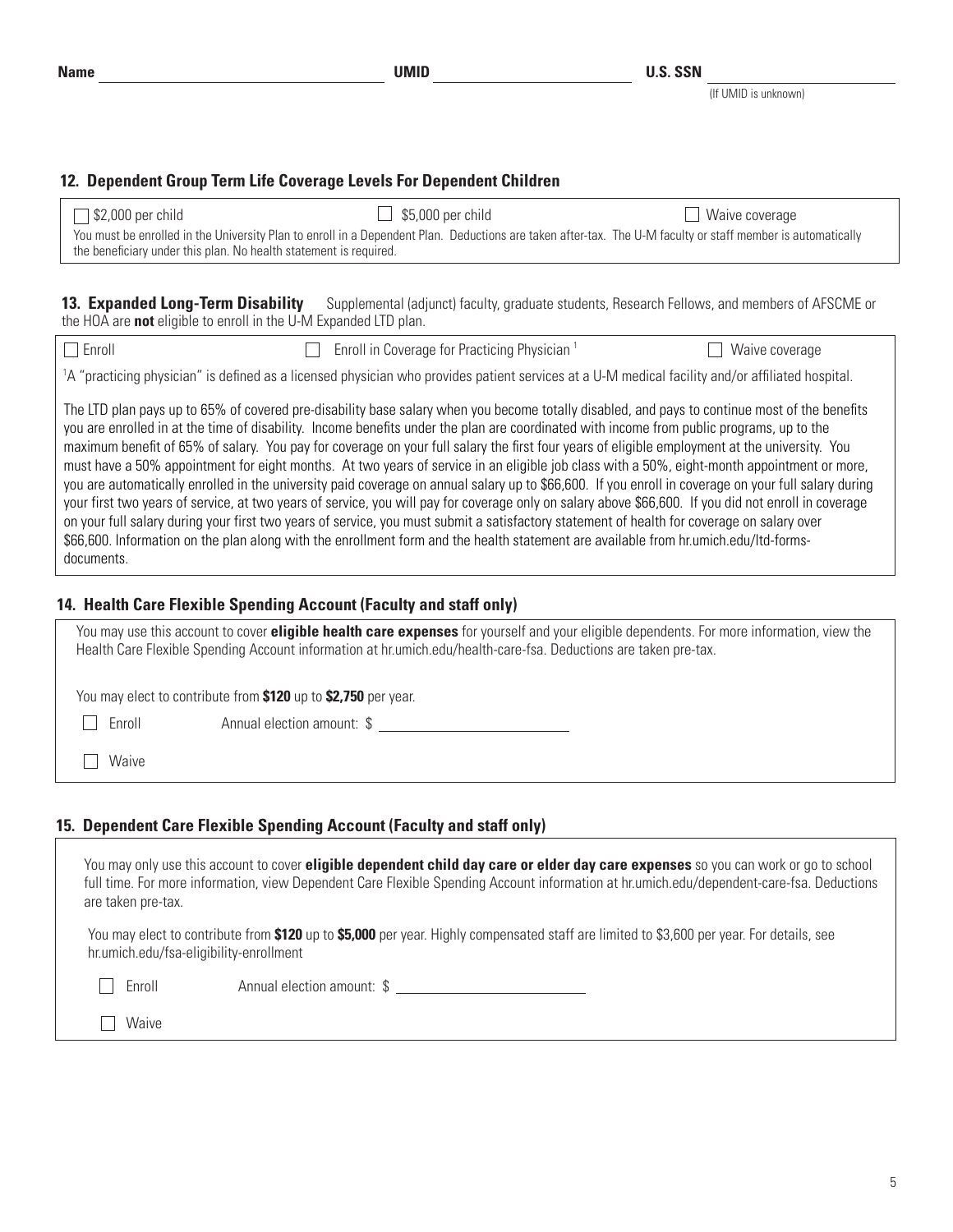Name ____________________ UMID ____________________ U.S. SSN ____________________
(If UMID is unknown)

## 12. Dependent Group Term Life Coverage Levels For Dependent Children

☐ $2,000 per child ☐ $5,000 per child ☐ Waive coverage

You must be enrolled in the University Plan to enroll in a Dependent Plan. Deductions are taken after-tax. The U-M faculty or staff member is automatically the beneficiary under this plan. No health statement is required.

## 13. Expanded Long-Term Disability

Supplemental (adjunct) faculty, graduate students, Research Fellows, and members of AFSCME or the HOA are **not** eligible to enroll in the U-M Expanded LTD plan.

☐ Enroll ☐ Enroll in Coverage for Practicing Physician [1] ☐ Waive coverage

[1] A "practicing physician" is defined as a licensed physician who provides patient services at a U-M medical facility and/or affiliated hospital.

The LTD plan pays up to 65% of covered pre-disability base salary when you become totally disabled, and pays to continue most of the benefits you are enrolled in at the time of disability. Income benefits under the plan are coordinated with income from public programs, up to the maximum benefit of 65% of salary. You pay for coverage on your full salary the first four years of eligible employment at the university. You must have a 50% appointment for eight months. At two years of service in an eligible job class with a 50%, eight-month appointment or more, you are automatically enrolled in the university paid coverage on annual salary up to $66,600. If you enroll in coverage on your full salary during your first two years of service, at two years of service, you will pay for coverage only on salary above $66,600. If you did not enroll in coverage on your full salary during your first two years of service, you must submit a satisfactory statement of health for coverage on salary over $66,600. Information on the plan along with the enrollment form and the health statement are available from hr.umich.edu/ltd-forms-documents.

## 14. Health Care Flexible Spending Account (Faculty and staff only)

You may use this account to cover **eligible health care expenses** for yourself and your eligible dependents. For more information, view the Health Care Flexible Spending Account information at hr.umich.edu/health-care-fsa. Deductions are taken pre-tax.

You may elect to contribute from **$120** up to **$2,750** per year.

☐ Enroll Annual election amount: $ ____________________

☐ Waive

## 15. Dependent Care Flexible Spending Account (Faculty and staff only)

You may only use this account to cover **eligible dependent child day care or elder day care expenses** so you can work or go to school full time. For more information, view Dependent Care Flexible Spending Account information at hr.umich.edu/dependent-care-fsa. Deductions are taken pre-tax.

You may elect to contribute from **$120** up to **$5,000** per year. Highly compensated staff are limited to $3,600 per year. For details, see hr.umich.edu/fsa-eligibility-enrollment

☐ Enroll Annual election amount: $ ____________________

☐ Waive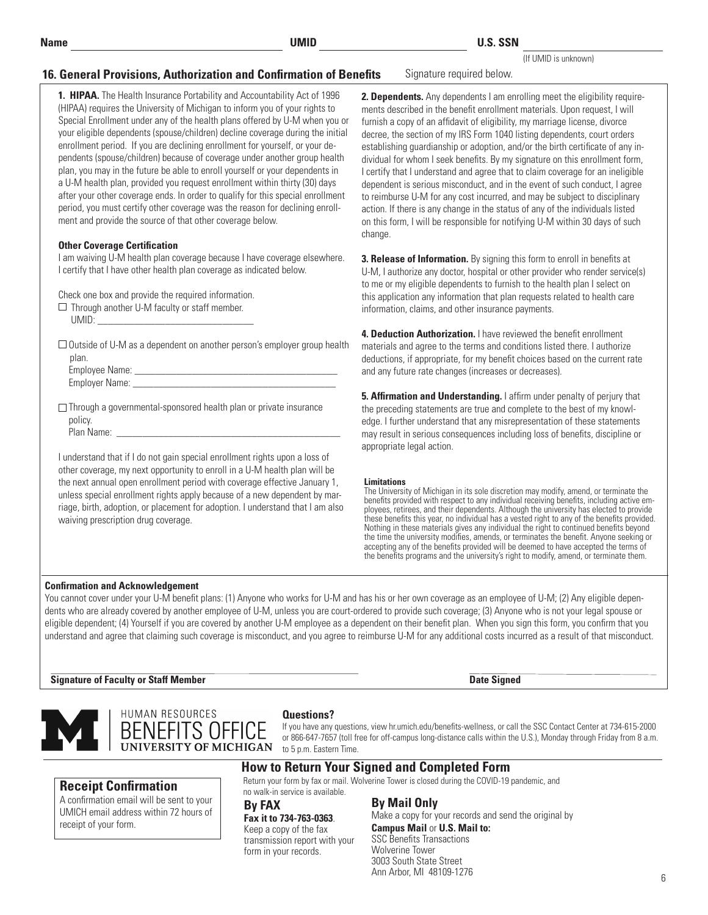**Name** ____________________ **UMID** ____________________ **U.S. SSN** ____________________
(If UMID is unknown)

## 16. General Provisions, Authorization and Confirmation of Benefits

Signature required below.

**1. HIPAA.** The Health Insurance Portability and Accountability Act of 1996 (HIPAA) requires the University of Michigan to inform you of your rights to Special Enrollment under any of the health plans offered by U-M when you or your eligible dependents (spouse/children) decline coverage during the initial enrollment period. If you are declining enrollment for yourself, or your dependents (spouse/children) because of coverage under another group health plan, you may in the future be able to enroll yourself or your dependents in a U-M health plan, provided you request enrollment within thirty (30) days after your other coverage ends. In order to qualify for this special enrollment period, you must certify other coverage was the reason for declining enrollment and provide the source of that other coverage below.

**Other Coverage Certification**

I am waiving U-M health plan coverage because I have coverage elsewhere. I certify that I have other health plan coverage as indicated below.

Check one box and provide the required information.

☐ Through another U-M faculty or staff member.
UMID: ____________________

☐ Outside of U-M as a dependent on another person's employer group health plan.
Employee Name: ____________________
Employer Name: ____________________

☐ Through a governmental-sponsored health plan or private insurance policy.
Plan Name: ____________________

I understand that if I do not gain special enrollment rights upon a loss of other coverage, my next opportunity to enroll in a U-M health plan will be the next annual open enrollment period with coverage effective January 1, unless special enrollment rights apply because of a new dependent by marriage, birth, adoption, or placement for adoption. I understand that I am also waiving prescription drug coverage.

**2. Dependents.** Any dependents I am enrolling meet the eligibility requirements described in the benefit enrollment materials. Upon request, I will furnish a copy of an affidavit of eligibility, my marriage license, divorce decree, the section of my IRS Form 1040 listing dependents, court orders establishing guardianship or adoption, and/or the birth certificate of any individual for whom I seek benefits. By my signature on this enrollment form, I certify that I understand and agree that to claim coverage for an ineligible dependent is serious misconduct, and in the event of such conduct, I agree to reimburse U-M for any cost incurred, and may be subject to disciplinary action. If there is any change in the status of any of the individuals listed on this form, I will be responsible for notifying U-M within 30 days of such change.

**3. Release of Information.** By signing this form to enroll in benefits at U-M, I authorize any doctor, hospital or other provider who render service(s) to me or my eligible dependents to furnish to the health plan I select on this application any information that plan requests related to health care information, claims, and other insurance payments.

**4. Deduction Authorization.** I have reviewed the benefit enrollment materials and agree to the terms and conditions listed there. I authorize deductions, if appropriate, for my benefit choices based on the current rate and any future rate changes (increases or decreases).

**5. Affirmation and Understanding.** I affirm under penalty of perjury that the preceding statements are true and complete to the best of my knowledge. I further understand that any misrepresentation of these statements may result in serious consequences including loss of benefits, discipline or appropriate legal action.

**Limitations**

The University of Michigan in its sole discretion may modify, amend, or terminate the benefits provided with respect to any individual receiving benefits, including active employees, retirees, and their dependents. Although the university has elected to provide these benefits this year, no individual has a vested right to any of the benefits provided. Nothing in these materials gives any individual the right to continued benefits beyond the time the university modifies, amends, or terminates the benefit. Anyone seeking or accepting any of the benefits provided will be deemed to have accepted the terms of the benefits programs and the university's right to modify, amend, or terminate them.

**Confirmation and Acknowledgement**

You cannot cover under your U-M benefit plans: (1) Anyone who works for U-M and has his or her own coverage as an employee of U-M; (2) Any eligible dependents who are already covered by another employee of U-M, unless you are court-ordered to provide such coverage; (3) Anyone who is not your legal spouse or eligible dependent; (4) Yourself if you are covered by another U-M employee as a dependent on their benefit plan. When you sign this form, you confirm that you understand and agree that claiming such coverage is misconduct, and you agree to reimburse U-M for any additional costs incurred as a result of that misconduct.

____________________ ____________________
**Signature of Faculty or Staff Member** **Date Signed**

HUMAN RESOURCES BENEFITS OFFICE UNIVERSITY OF MICHIGAN

**Questions?**

If you have any questions, view hr.umich.edu/benefits-wellness, or call the SSC Contact Center at 734-615-2000 or 866-647-7657 (toll free for off-campus long-distance calls within the U.S.), Monday through Friday from 8 a.m. to 5 p.m. Eastern Time.

## Receipt Confirmation

A confirmation email will be sent to your UMICH email address within 72 hours of receipt of your form.

## How to Return Your Signed and Completed Form

Return your form by fax or mail. Wolverine Tower is closed during the COVID-19 pandemic, and no walk-in service is available.

### By FAX

**Fax it to 734-763-0363**. Keep a copy of the fax transmission report with your form in your records.

### By Mail Only

Make a copy for your records and send the original by
**Campus Mail** or **U.S. Mail to:**
SSC Benefits Transactions
Wolverine Tower
3003 South State Street
Ann Arbor, MI 48109-1276